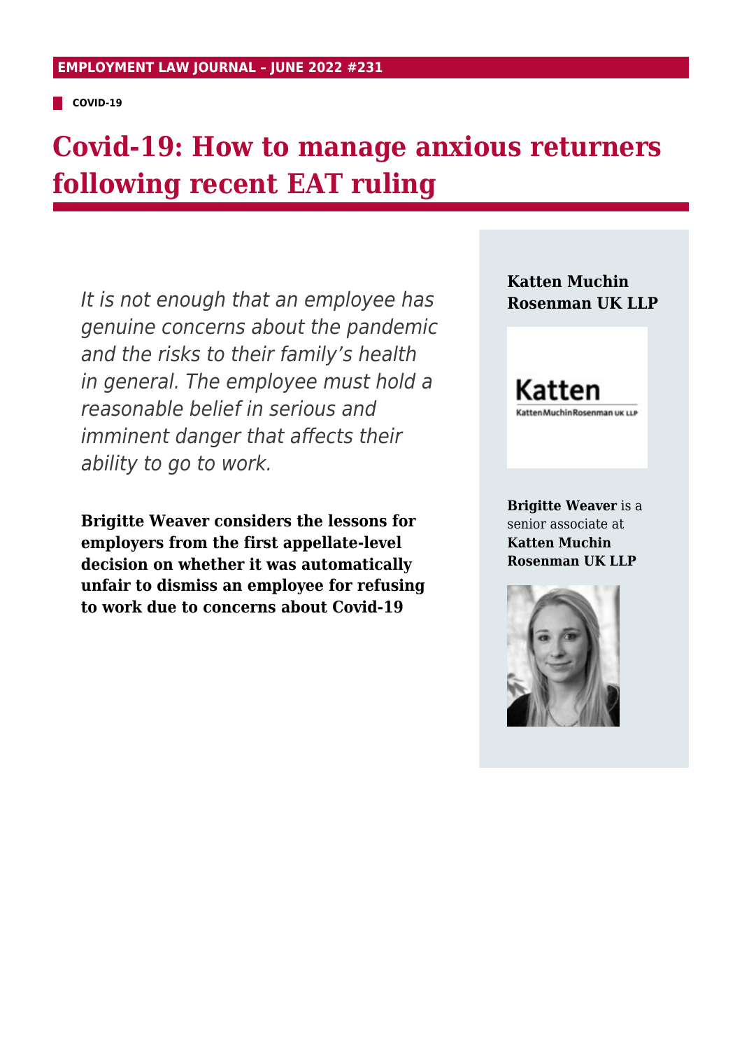**EMPLOYMENT LAW JOURNAL – JUNE 2022 #231**

**COVID-19**

# Covid-19: How to manage anxious returners following recent EAT ruling

*It is not enough that an employee has genuine concerns about the pandemic and the risks to their family's health in general. The employee must hold a reasonable belief in serious and imminent danger that affects their ability to go to work.*

**Brigitte Weaver considers the lessons for employers from the first appellate-level decision on whether it was automatically unfair to dismiss an employee for refusing to work due to concerns about Covid-19**

**Katten Muchin Rosenman UK LLP**

**Brigitte Weaver** is a senior associate at **Katten Muchin Rosenman UK LLP**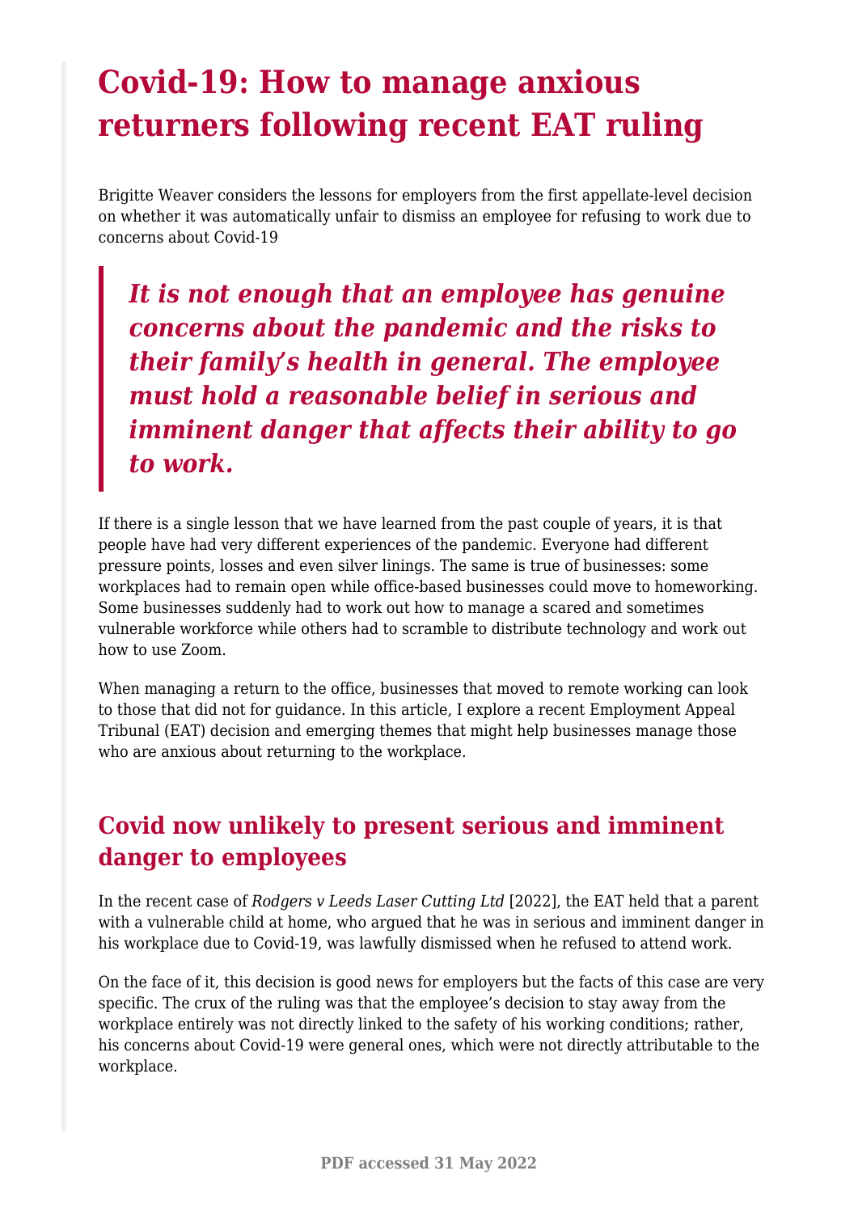# Covid-19: How to manage anxious returners following recent EAT ruling

Brigitte Weaver considers the lessons for employers from the first appellate-level decision on whether it was automatically unfair to dismiss an employee for refusing to work due to concerns about Covid-19

> ***It is not enough that an employee has genuine concerns about the pandemic and the risks to their family's health in general. The employee must hold a reasonable belief in serious and imminent danger that affects their ability to go to work.***

If there is a single lesson that we have learned from the past couple of years, it is that people have had very different experiences of the pandemic. Everyone had different pressure points, losses and even silver linings. The same is true of businesses: some workplaces had to remain open while office-based businesses could move to homeworking. Some businesses suddenly had to work out how to manage a scared and sometimes vulnerable workforce while others had to scramble to distribute technology and work out how to use Zoom.

When managing a return to the office, businesses that moved to remote working can look to those that did not for guidance. In this article, I explore a recent Employment Appeal Tribunal (EAT) decision and emerging themes that might help businesses manage those who are anxious about returning to the workplace.

## Covid now unlikely to present serious and imminent danger to employees

In the recent case of *Rodgers v Leeds Laser Cutting Ltd* [2022], the EAT held that a parent with a vulnerable child at home, who argued that he was in serious and imminent danger in his workplace due to Covid-19, was lawfully dismissed when he refused to attend work.

On the face of it, this decision is good news for employers but the facts of this case are very specific. The crux of the ruling was that the employee's decision to stay away from the workplace entirely was not directly linked to the safety of his working conditions; rather, his concerns about Covid-19 were general ones, which were not directly attributable to the workplace.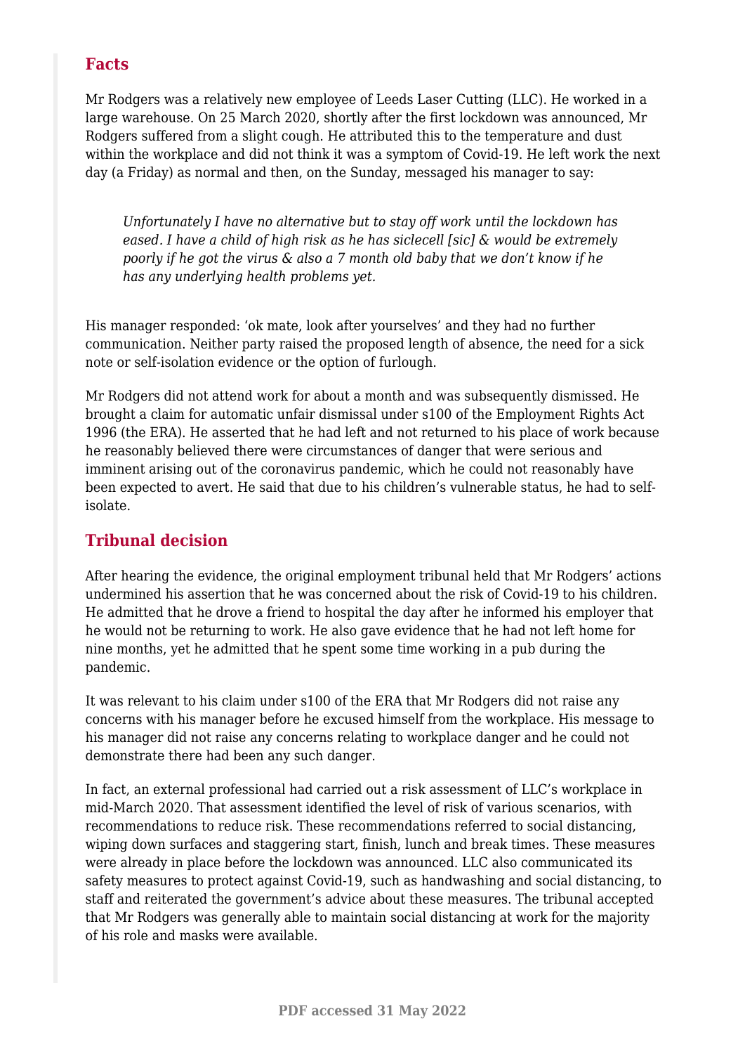## Facts

Mr Rodgers was a relatively new employee of Leeds Laser Cutting (LLC). He worked in a large warehouse. On 25 March 2020, shortly after the first lockdown was announced, Mr Rodgers suffered from a slight cough. He attributed this to the temperature and dust within the workplace and did not think it was a symptom of Covid-19. He left work the next day (a Friday) as normal and then, on the Sunday, messaged his manager to say:

> *Unfortunately I have no alternative but to stay off work until the lockdown has eased. I have a child of high risk as he has siclecell [sic] & would be extremely poorly if he got the virus & also a 7 month old baby that we don't know if he has any underlying health problems yet.*

His manager responded: 'ok mate, look after yourselves' and they had no further communication. Neither party raised the proposed length of absence, the need for a sick note or self-isolation evidence or the option of furlough.

Mr Rodgers did not attend work for about a month and was subsequently dismissed. He brought a claim for automatic unfair dismissal under s100 of the Employment Rights Act 1996 (the ERA). He asserted that he had left and not returned to his place of work because he reasonably believed there were circumstances of danger that were serious and imminent arising out of the coronavirus pandemic, which he could not reasonably have been expected to avert. He said that due to his children's vulnerable status, he had to self-isolate.

## Tribunal decision

After hearing the evidence, the original employment tribunal held that Mr Rodgers' actions undermined his assertion that he was concerned about the risk of Covid-19 to his children. He admitted that he drove a friend to hospital the day after he informed his employer that he would not be returning to work. He also gave evidence that he had not left home for nine months, yet he admitted that he spent some time working in a pub during the pandemic.

It was relevant to his claim under s100 of the ERA that Mr Rodgers did not raise any concerns with his manager before he excused himself from the workplace. His message to his manager did not raise any concerns relating to workplace danger and he could not demonstrate there had been any such danger.

In fact, an external professional had carried out a risk assessment of LLC's workplace in mid-March 2020. That assessment identified the level of risk of various scenarios, with recommendations to reduce risk. These recommendations referred to social distancing, wiping down surfaces and staggering start, finish, lunch and break times. These measures were already in place before the lockdown was announced. LLC also communicated its safety measures to protect against Covid-19, such as handwashing and social distancing, to staff and reiterated the government's advice about these measures. The tribunal accepted that Mr Rodgers was generally able to maintain social distancing at work for the majority of his role and masks were available.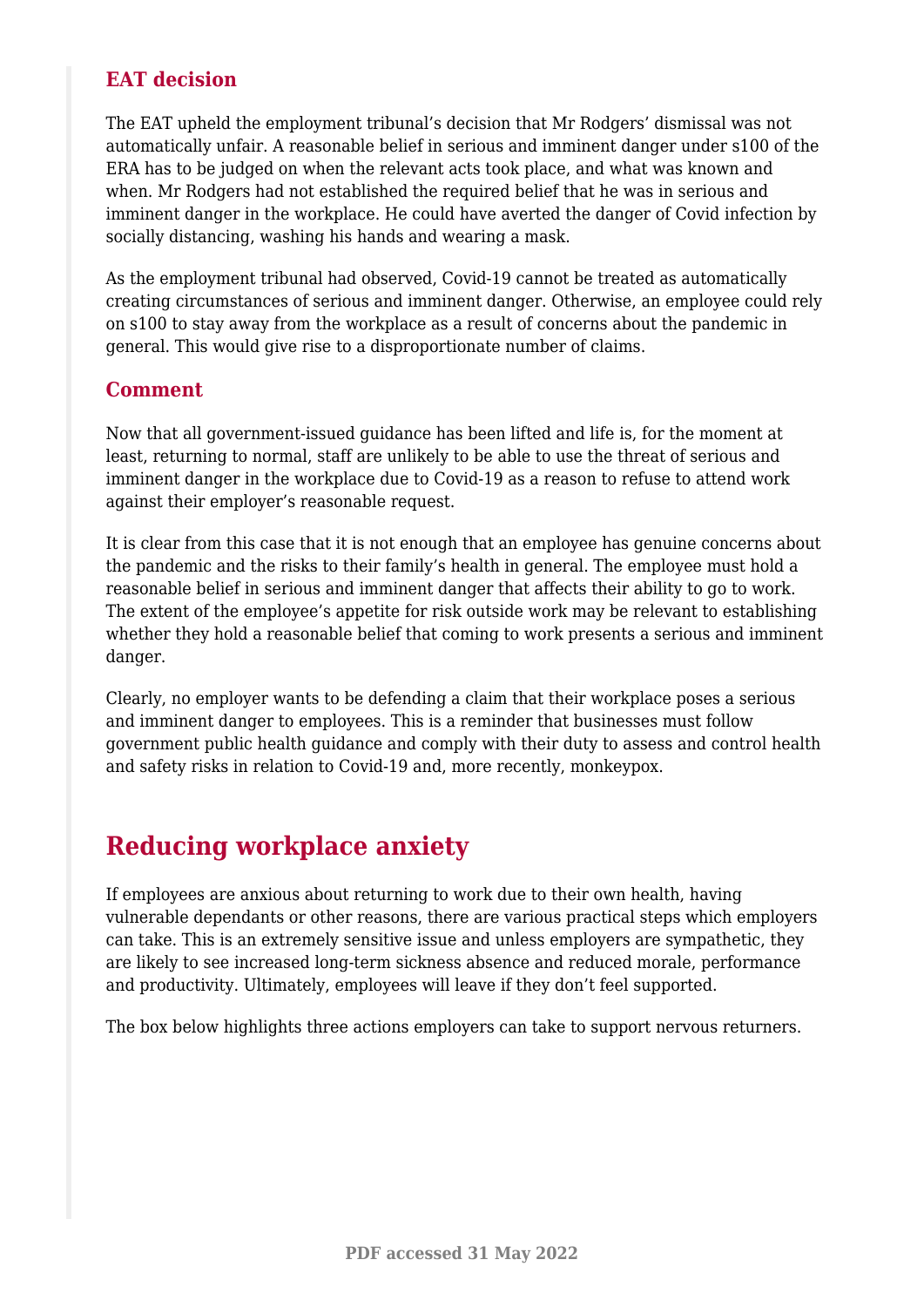### EAT decision

The EAT upheld the employment tribunal's decision that Mr Rodgers' dismissal was not automatically unfair. A reasonable belief in serious and imminent danger under s100 of the ERA has to be judged on when the relevant acts took place, and what was known and when. Mr Rodgers had not established the required belief that he was in serious and imminent danger in the workplace. He could have averted the danger of Covid infection by socially distancing, washing his hands and wearing a mask.

As the employment tribunal had observed, Covid-19 cannot be treated as automatically creating circumstances of serious and imminent danger. Otherwise, an employee could rely on s100 to stay away from the workplace as a result of concerns about the pandemic in general. This would give rise to a disproportionate number of claims.

### Comment

Now that all government-issued guidance has been lifted and life is, for the moment at least, returning to normal, staff are unlikely to be able to use the threat of serious and imminent danger in the workplace due to Covid-19 as a reason to refuse to attend work against their employer's reasonable request.

It is clear from this case that it is not enough that an employee has genuine concerns about the pandemic and the risks to their family's health in general. The employee must hold a reasonable belief in serious and imminent danger that affects their ability to go to work. The extent of the employee's appetite for risk outside work may be relevant to establishing whether they hold a reasonable belief that coming to work presents a serious and imminent danger.

Clearly, no employer wants to be defending a claim that their workplace poses a serious and imminent danger to employees. This is a reminder that businesses must follow government public health guidance and comply with their duty to assess and control health and safety risks in relation to Covid-19 and, more recently, monkeypox.

## Reducing workplace anxiety

If employees are anxious about returning to work due to their own health, having vulnerable dependants or other reasons, there are various practical steps which employers can take. This is an extremely sensitive issue and unless employers are sympathetic, they are likely to see increased long-term sickness absence and reduced morale, performance and productivity. Ultimately, employees will leave if they don't feel supported.

The box below highlights three actions employers can take to support nervous returners.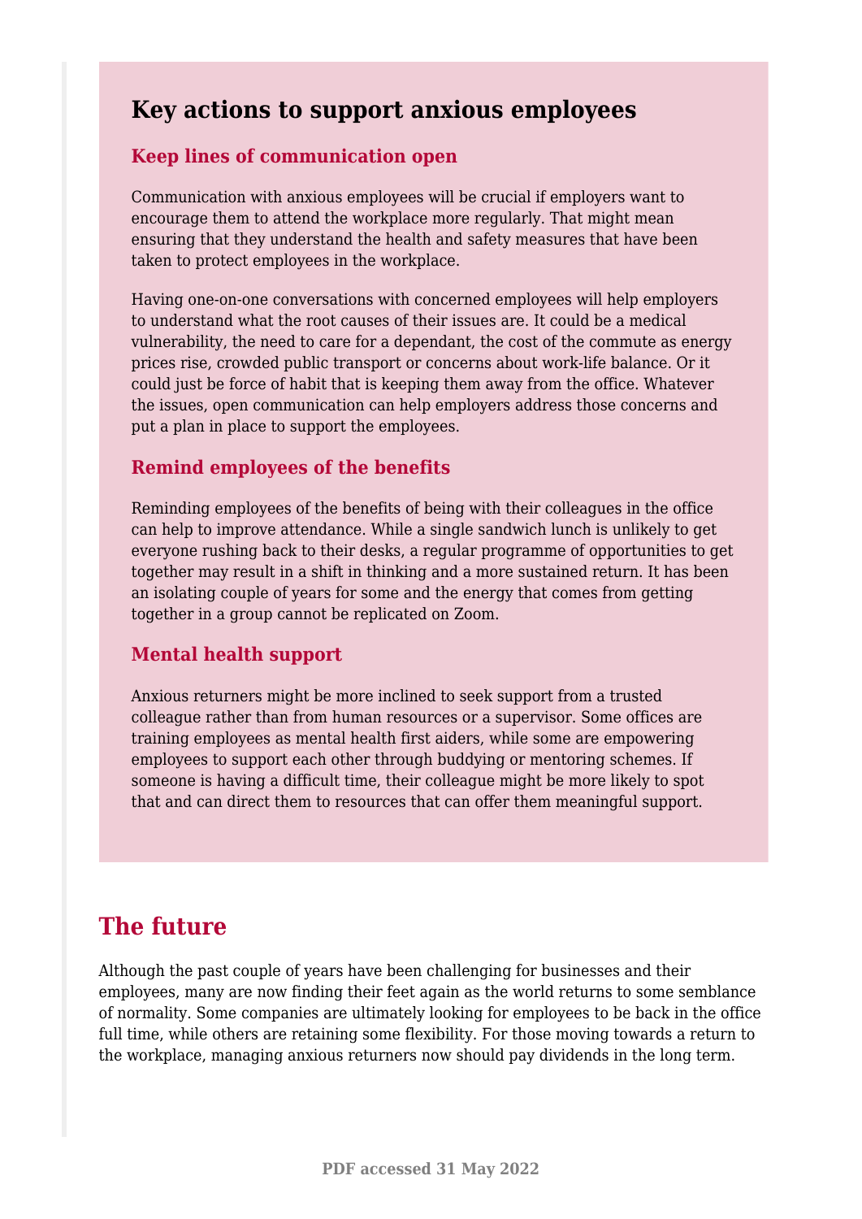## Key actions to support anxious employees

### Keep lines of communication open

Communication with anxious employees will be crucial if employers want to encourage them to attend the workplace more regularly. That might mean ensuring that they understand the health and safety measures that have been taken to protect employees in the workplace.

Having one-on-one conversations with concerned employees will help employers to understand what the root causes of their issues are. It could be a medical vulnerability, the need to care for a dependant, the cost of the commute as energy prices rise, crowded public transport or concerns about work-life balance. Or it could just be force of habit that is keeping them away from the office. Whatever the issues, open communication can help employers address those concerns and put a plan in place to support the employees.

### Remind employees of the benefits

Reminding employees of the benefits of being with their colleagues in the office can help to improve attendance. While a single sandwich lunch is unlikely to get everyone rushing back to their desks, a regular programme of opportunities to get together may result in a shift in thinking and a more sustained return. It has been an isolating couple of years for some and the energy that comes from getting together in a group cannot be replicated on Zoom.

### Mental health support

Anxious returners might be more inclined to seek support from a trusted colleague rather than from human resources or a supervisor. Some offices are training employees as mental health first aiders, while some are empowering employees to support each other through buddying or mentoring schemes. If someone is having a difficult time, their colleague might be more likely to spot that and can direct them to resources that can offer them meaningful support.

## The future

Although the past couple of years have been challenging for businesses and their employees, many are now finding their feet again as the world returns to some semblance of normality. Some companies are ultimately looking for employees to be back in the office full time, while others are retaining some flexibility. For those moving towards a return to the workplace, managing anxious returners now should pay dividends in the long term.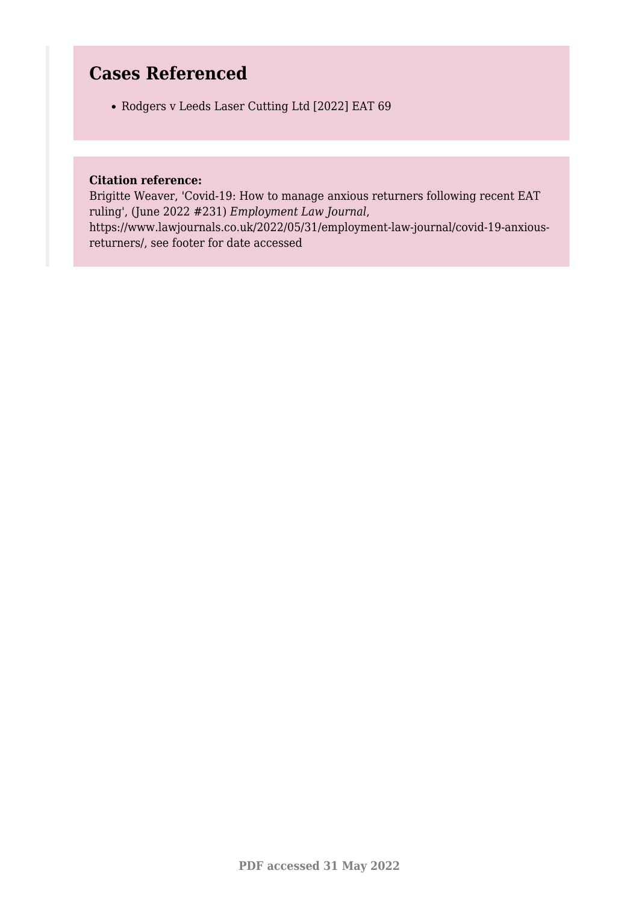## Cases Referenced

- Rodgers v Leeds Laser Cutting Ltd [2022] EAT 69

**Citation reference:**
Brigitte Weaver, 'Covid-19: How to manage anxious returners following recent EAT ruling', (June 2022 #231) *Employment Law Journal*, https://www.lawjournals.co.uk/2022/05/31/employment-law-journal/covid-19-anxious-returners/, see footer for date accessed

**PDF accessed 31 May 2022**